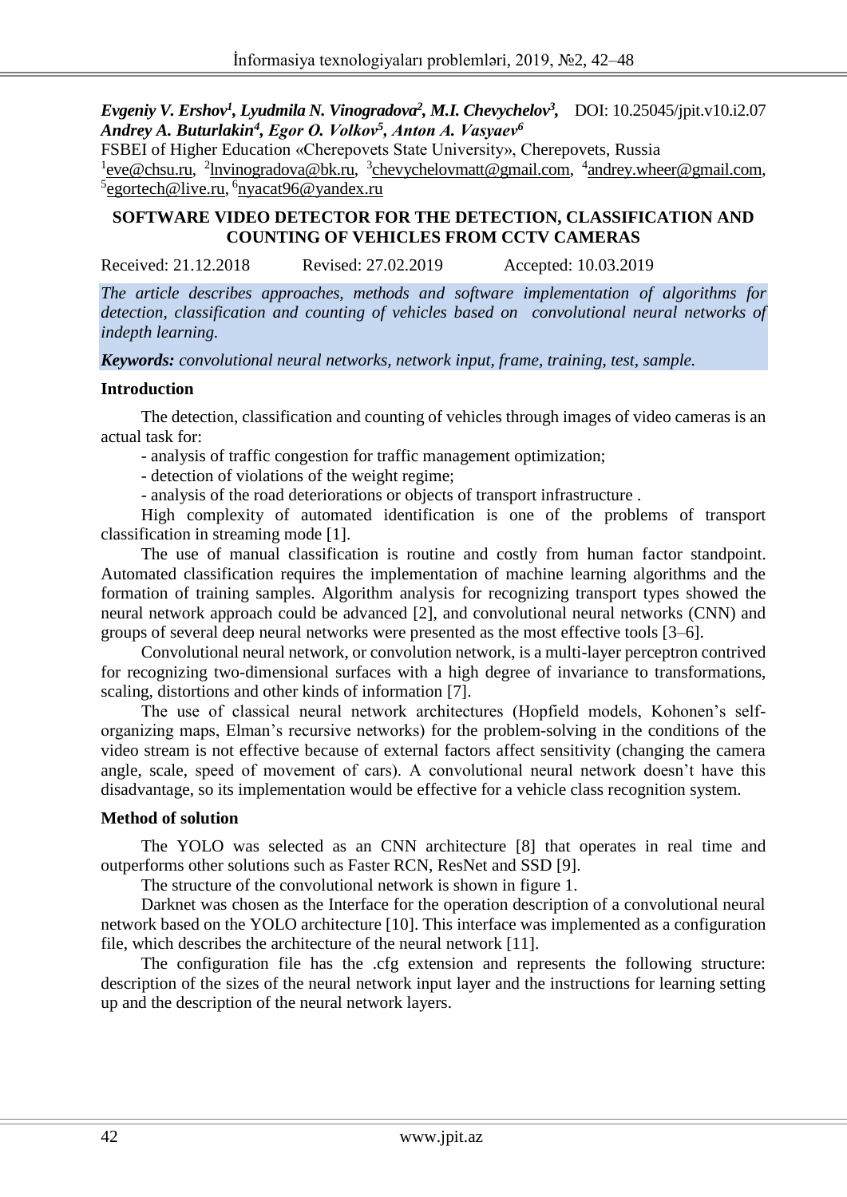***Evgeniy V. Ershov[1], Lyudmila N. Vinogradova[2], M.I. Chevychelov[3], Andrey A. Buturlakin[4], Egor O. Volkov[5], Anton A. Vasyaev[6]***  DOI: 10.25045/jpit.v10.i2.07

FSBEI of Higher Education «Cherepovets State University», Cherepovets, Russia

[1]eve@chsu.ru, [2]lnvinogradova@bk.ru, [3]chevychelovmatt@gmail.com, [4]andrey.wheer@gmail.com, [5]egortech@live.ru, [6]nyacat96@yandex.ru

# SOFTWARE VIDEO DETECTOR FOR THE DETECTION, CLASSIFICATION AND COUNTING OF VEHICLES FROM CCTV CAMERAS

Received: 21.12.2018  Revised: 27.02.2019  Accepted: 10.03.2019

*The article describes approaches, methods and software implementation of algorithms for detection, classification and counting of vehicles based on convolutional neural networks of indepth learning.*

***Keywords:*** *convolutional neural networks, network input, frame, training, test, sample.*

## Introduction

The detection, classification and counting of vehicles through images of video cameras is an actual task for:

- analysis of traffic congestion for traffic management optimization;
- detection of violations of the weight regime;
- analysis of the road deteriorations or objects of transport infrastructure .

High complexity of automated identification is one of the problems of transport classification in streaming mode [1].

The use of manual classification is routine and costly from human factor standpoint. Automated classification requires the implementation of machine learning algorithms and the formation of training samples. Algorithm analysis for recognizing transport types showed the neural network approach could be advanced [2], and convolutional neural networks (CNN) and groups of several deep neural networks were presented as the most effective tools [3–6].

Convolutional neural network, or convolution network, is a multi-layer perceptron contrived for recognizing two-dimensional surfaces with a high degree of invariance to transformations, scaling, distortions and other kinds of information [7].

The use of classical neural network architectures (Hopfield models, Kohonen's self-organizing maps, Elman's recursive networks) for the problem-solving in the conditions of the video stream is not effective because of external factors affect sensitivity (changing the camera angle, scale, speed of movement of cars). A convolutional neural network doesn't have this disadvantage, so its implementation would be effective for a vehicle class recognition system.

## Method of solution

The YOLO was selected as an CNN architecture [8] that operates in real time and outperforms other solutions such as Faster RCN, ResNet and SSD [9].

The structure of the convolutional network is shown in figure 1.

Darknet was chosen as the Interface for the operation description of a convolutional neural network based on the YOLO architecture [10]. This interface was implemented as a configuration file, which describes the architecture of the neural network [11].

The configuration file has the .cfg extension and represents the following structure: description of the sizes of the neural network input layer and the instructions for learning setting up and the description of the neural network layers.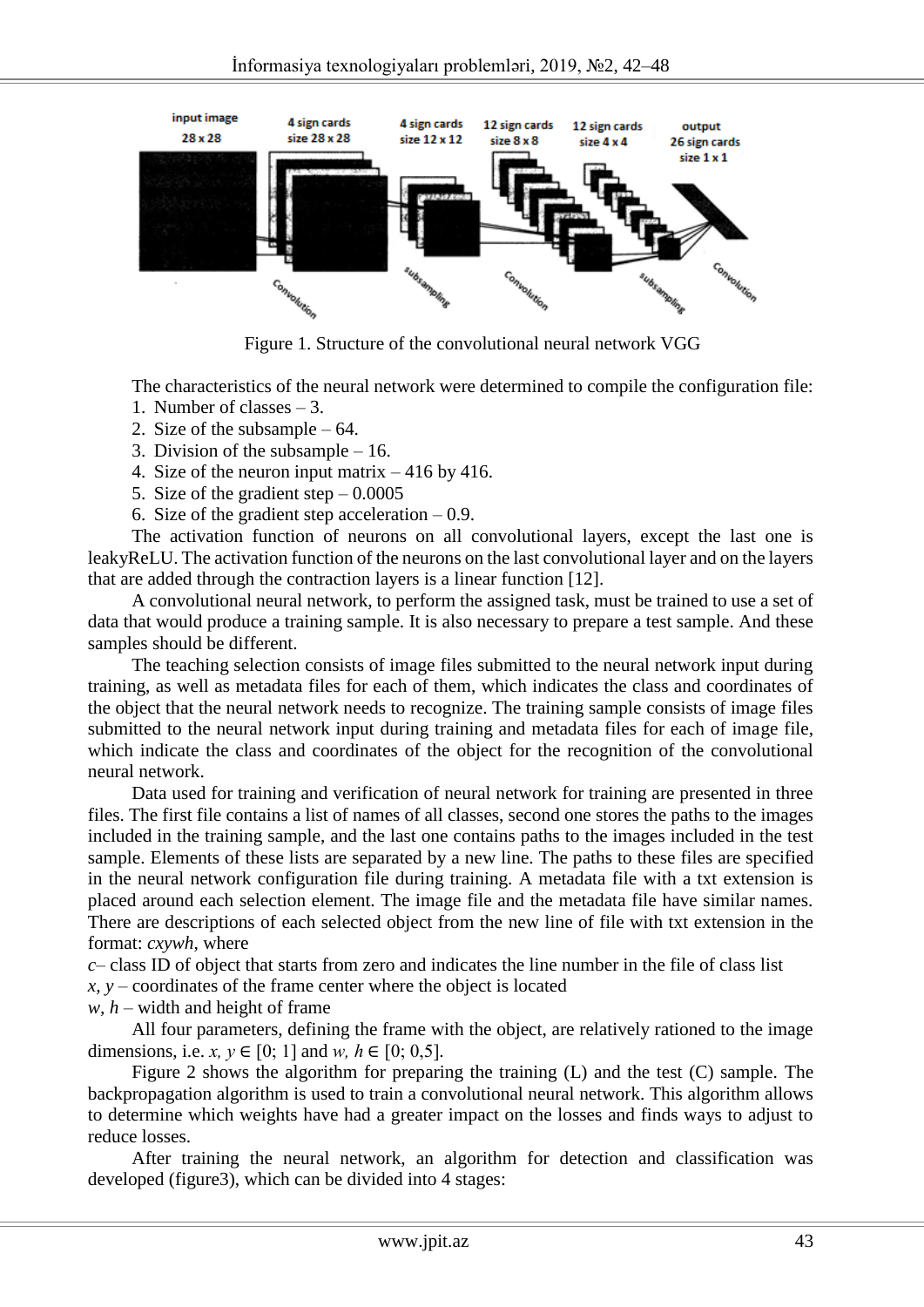Figure 1. Structure of the convolutional neural network VGG

The characteristics of the neural network were determined to compile the configuration file:

1. Number of classes – 3.
2. Size of the subsample – 64.
3. Division of the subsample – 16.
4. Size of the neuron input matrix – 416 by 416.
5. Size of the gradient step – 0.0005
6. Size of the gradient step acceleration – 0.9.

The activation function of neurons on all convolutional layers, except the last one is leakyReLU. The activation function of the neurons on the last convolutional layer and on the layers that are added through the contraction layers is a linear function [12].

A convolutional neural network, to perform the assigned task, must be trained to use a set of data that would produce a training sample. It is also necessary to prepare a test sample. And these samples should be different.

The teaching selection consists of image files submitted to the neural network input during training, as well as metadata files for each of them, which indicates the class and coordinates of the object that the neural network needs to recognize. The training sample consists of image files submitted to the neural network input during training and metadata files for each of image file, which indicate the class and coordinates of the object for the recognition of the convolutional neural network.

Data used for training and verification of neural network for training are presented in three files. The first file contains a list of names of all classes, second one stores the paths to the images included in the training sample, and the last one contains paths to the images included in the test sample. Elements of these lists are separated by a new line. The paths to these files are specified in the neural network configuration file during training. A metadata file with a txt extension is placed around each selection element. The image file and the metadata file have similar names. There are descriptions of each selected object from the new line of file with txt extension in the format: *cxywh*, where

*c*– class ID of object that starts from zero and indicates the line number in the file of class list

*x, y* – coordinates of the frame center where the object is located

*w, h* – width and height of frame

All four parameters, defining the frame with the object, are relatively rationed to the image dimensions, i.e. $x, y \in [0; 1]$ and $w, h \in [0; 0{,}5]$.

Figure 2 shows the algorithm for preparing the training (L) and the test (C) sample. The backpropagation algorithm is used to train a convolutional neural network. This algorithm allows to determine which weights have had a greater impact on the losses and finds ways to adjust to reduce losses.

After training the neural network, an algorithm for detection and classification was developed (figure3), which can be divided into 4 stages: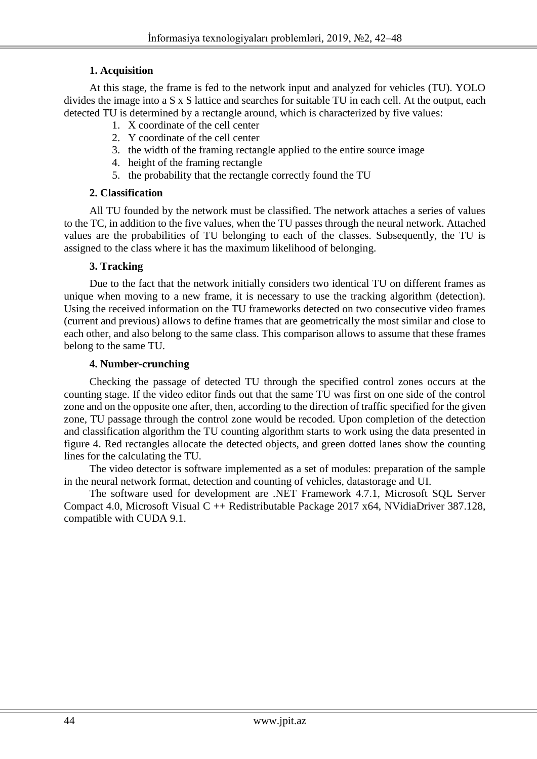**1. Acquisition**

At this stage, the frame is fed to the network input and analyzed for vehicles (TU). YOLO divides the image into a S x S lattice and searches for suitable TU in each cell. At the output, each detected TU is determined by a rectangle around, which is characterized by five values:

1. X coordinate of the cell center
2. Y coordinate of the cell center
3. the width of the framing rectangle applied to the entire source image
4. height of the framing rectangle
5. the probability that the rectangle correctly found the TU

**2. Classification**

All TU founded by the network must be classified. The network attaches a series of values to the TC, in addition to the five values, when the TU passes through the neural network. Attached values are the probabilities of TU belonging to each of the classes. Subsequently, the TU is assigned to the class where it has the maximum likelihood of belonging.

**3. Tracking**

Due to the fact that the network initially considers two identical TU on different frames as unique when moving to a new frame, it is necessary to use the tracking algorithm (detection). Using the received information on the TU frameworks detected on two consecutive video frames (current and previous) allows to define frames that are geometrically the most similar and close to each other, and also belong to the same class. This comparison allows to assume that these frames belong to the same TU.

**4. Number-crunching**

Checking the passage of detected TU through the specified control zones occurs at the counting stage. If the video editor finds out that the same TU was first on one side of the control zone and on the opposite one after, then, according to the direction of traffic specified for the given zone, TU passage through the control zone would be recoded. Upon completion of the detection and classification algorithm the TU counting algorithm starts to work using the data presented in figure 4. Red rectangles allocate the detected objects, and green dotted lanes show the counting lines for the calculating the TU.

The video detector is software implemented as a set of modules: preparation of the sample in the neural network format, detection and counting of vehicles, datastorage and UI.

The software used for development are .NET Framework 4.7.1, Microsoft SQL Server Compact 4.0, Microsoft Visual C ++ Redistributable Package 2017 x64, NVidiaDriver 387.128, compatible with CUDA 9.1.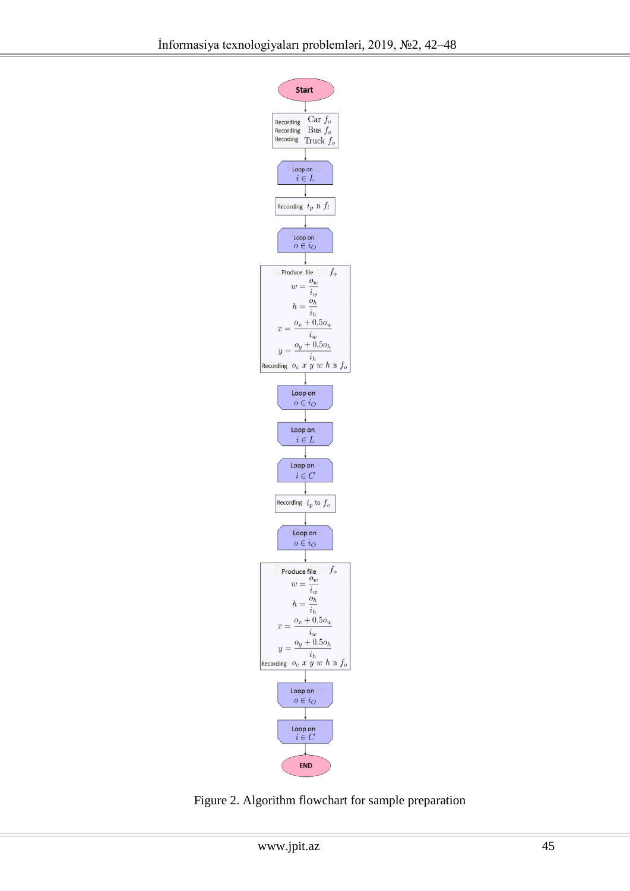Start

Recording Car $f_o$
Recording Bus $f_o$
Recoding Truck $f_o$

Loop on $i \in L$

Recording $i_p$ в $f_l$

Loop on $o \in i_O$

Produce file $f_o$

$$w = \frac{o_w}{i_w}$$

$$h = \frac{o_h}{i_h}$$

$$x = \frac{o_x + 0{,}5 o_w}{i_w}$$

$$y = \frac{o_y + 0{,}5 o_h}{i_h}$$

Recording $o_c$ $x$ $y$ $w$ $h$ в $f_o$

Loop on $o \in i_O$

Loop on $i \in L$

Loop on $i \in C$

Recording $i_p$ to $f_c$

Loop on $o \in i_O$

Produce file $f_o$

$$w = \frac{o_w}{i_w}$$

$$h = \frac{o_h}{i_h}$$

$$x = \frac{o_x + 0{,}5 o_w}{i_w}$$

$$y = \frac{o_y + 0{,}5 o_h}{i_h}$$

Recording $o_c$ $x$ $y$ $w$ $h$ в $f_o$

Loop on $o \in i_O$

Loop on $i \in C$

END

Figure 2. Algorithm flowchart for sample preparation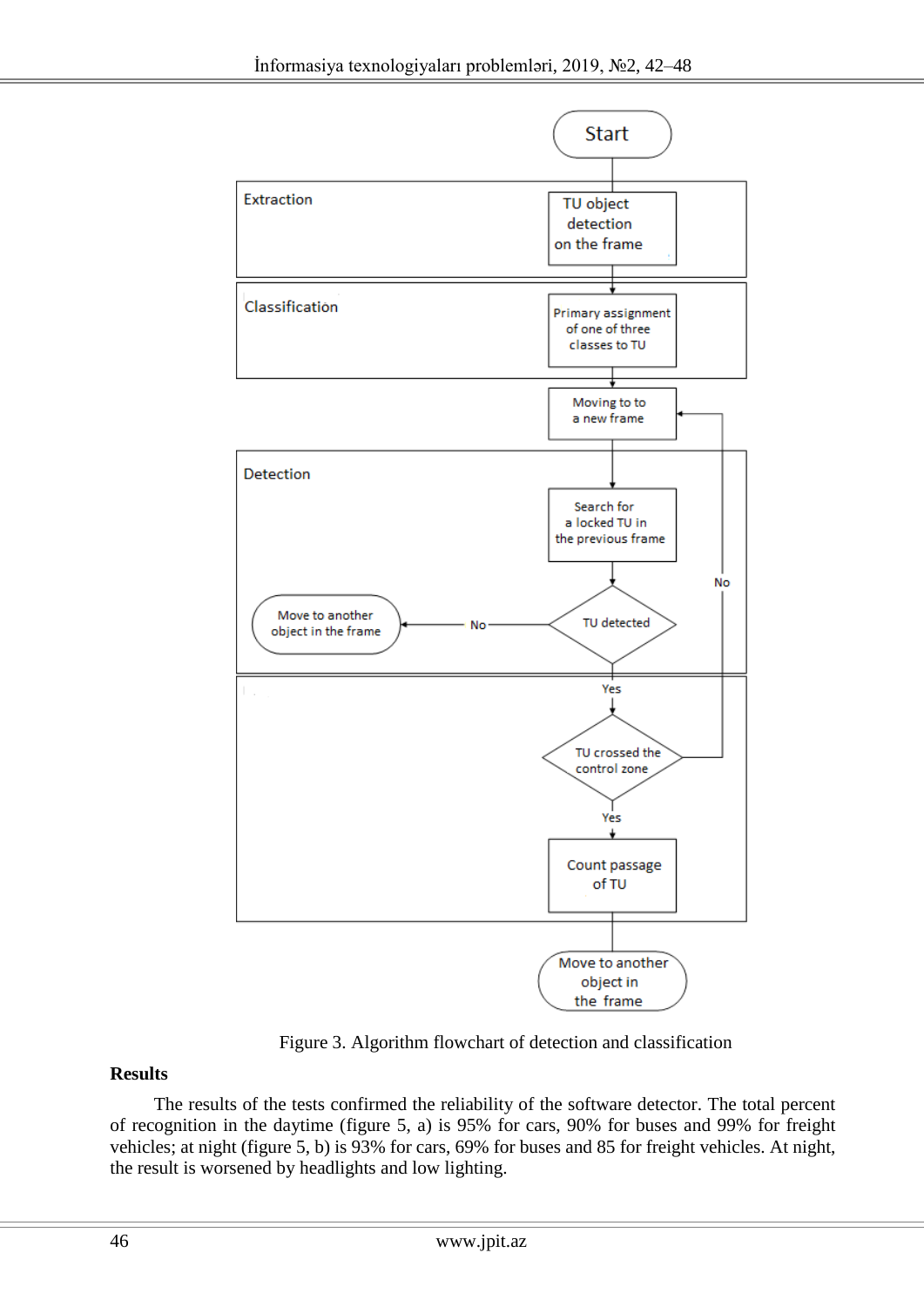Figure 3. Algorithm flowchart of detection and classification

**Results**

The results of the tests confirmed the reliability of the software detector. The total percent of recognition in the daytime (figure 5, a) is 95% for cars, 90% for buses and 99% for freight vehicles; at night (figure 5, b) is 93% for cars, 69% for buses and 85 for freight vehicles. At night, the result is worsened by headlights and low lighting.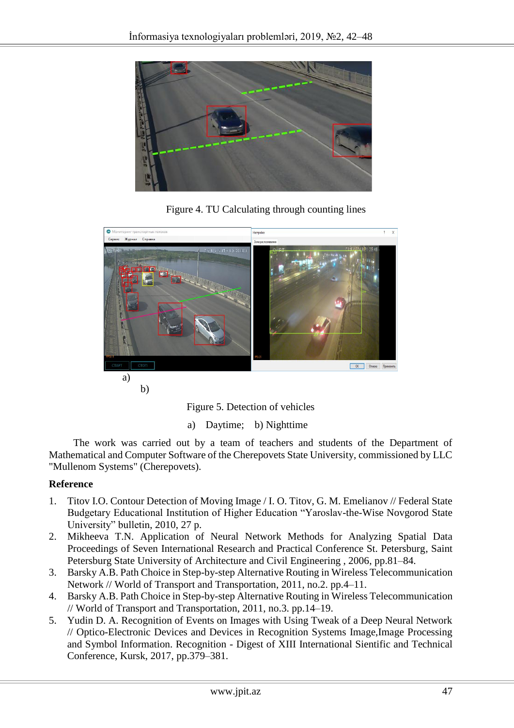Figure 4. TU Calculating through counting lines

a)

b)

Figure 5. Detection of vehicles

a) Daytime; b) Nighttime

The work was carried out by a team of teachers and students of the Department of Mathematical and Computer Software of the Cherepovets State University, commissioned by LLC "Mullenom Systems" (Cherepovets).

**Reference**

1. Titov I.O. Contour Detection of Moving Image / I. O. Titov, G. M. Emelianov // Federal State Budgetary Educational Institution of Higher Education "Yaroslav-the-Wise Novgorod State University" bulletin, 2010, 27 p.
2. Mikheeva T.N. Application of Neural Network Methods for Analyzing Spatial Data Proceedings of Seven International Research and Practical Conference St. Petersburg, Saint Petersburg State University of Architecture and Civil Engineering , 2006, pp.81–84.
3. Barsky A.B. Path Choice in Step-by-step Alternative Routing in Wireless Telecommunication Network // World of Transport and Transportation, 2011, no.2. pp.4–11.
4. Barsky A.B. Path Choice in Step-by-step Alternative Routing in Wireless Telecommunication // World of Transport and Transportation, 2011, no.3. pp.14–19.
5. Yudin D. A. Recognition of Events on Images with Using Tweak of a Deep Neural Network // Optico-Electronic Devices and Devices in Recognition Systems Image,Image Processing and Symbol Information. Recognition - Digest of XIII International Sientific and Technical Conference, Kursk, 2017, pp.379–381.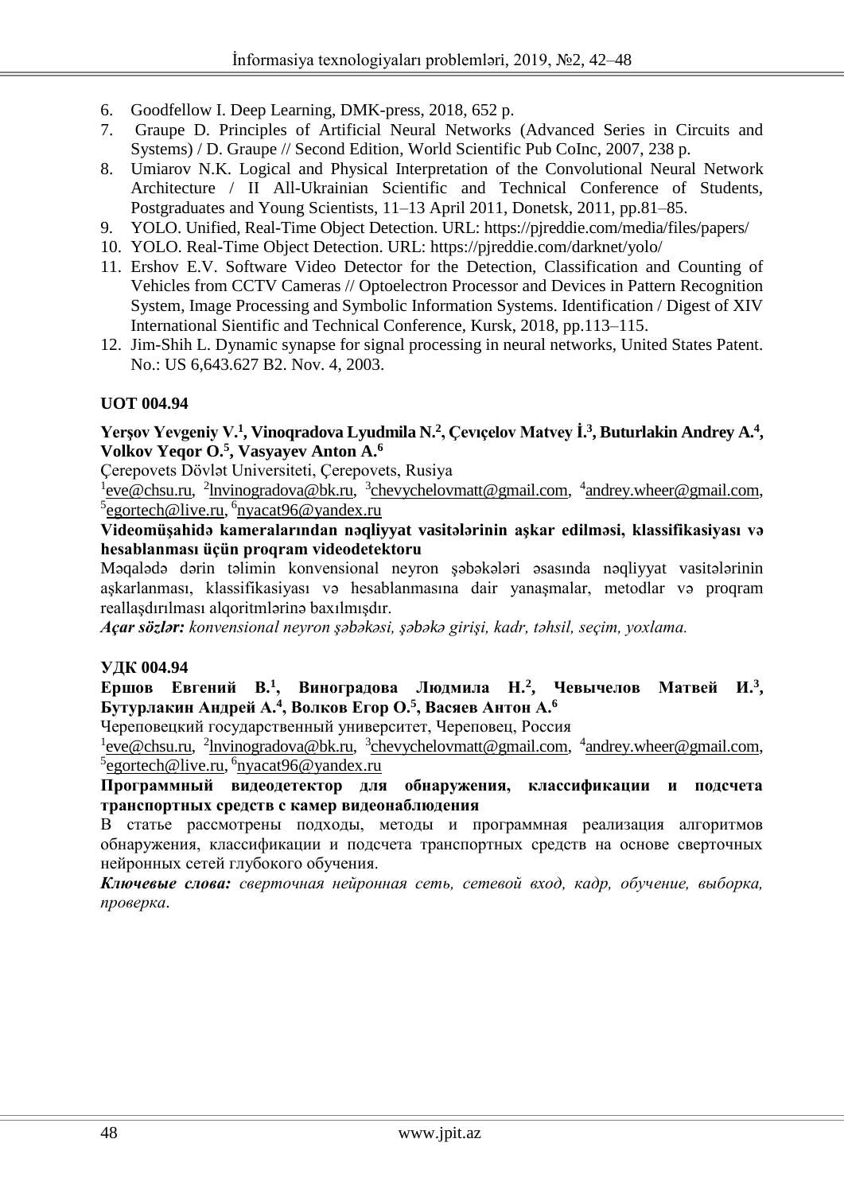6. Goodfellow I. Deep Learning, DMK-press, 2018, 652 p.
7. Graupe D. Principles of Artificial Neural Networks (Advanced Series in Circuits and Systems) / D. Graupe // Second Edition, World Scientific Pub CoInc, 2007, 238 p.
8. Umiarov N.K. Logical and Physical Interpretation of the Convolutional Neural Network Architecture / II All-Ukrainian Scientific and Technical Conference of Students, Postgraduates and Young Scientists, 11–13 April 2011, Donetsk, 2011, pp.81–85.
9. YOLO. Unified, Real-Time Object Detection. URL: https://pjreddie.com/media/files/papers/
10. YOLO. Real-Time Object Detection. URL: https://pjreddie.com/darknet/yolo/
11. Ershov E.V. Software Video Detector for the Detection, Classification and Counting of Vehicles from CCTV Cameras // Optoelectron Processor and Devices in Pattern Recognition System, Image Processing and Symbolic Information Systems. Identification / Digest of XIV International Sientific and Technical Conference, Kursk, 2018, pp.113–115.
12. Jim-Shih L. Dynamic synapse for signal processing in neural networks, United States Patent. No.: US 6,643.627 B2. Nov. 4, 2003.

**UOT 004.94**

**Yerşov Yevgeniy V.[1], Vinoqradova Lyudmila N.[2], Çevıçelov Matvey İ.[3], Buturlakin Andrey A.[4], Volkov Yeqor O.[5], Vasyayev Anton A.[6]**

Çerepovets Dövlət Universiteti, Çerepovets, Rusiya

[1]eve@chsu.ru, [2]lnvinogradova@bk.ru, [3]chevychelovmatt@gmail.com, [4]andrey.wheer@gmail.com, [5]egortech@live.ru, [6]nyacat96@yandex.ru

**Videomüşahidə kameralarından nəqliyyat vasitələrinin aşkar edilməsi, klassifikasiyası və hesablanması üçün proqram videodetektoru**

Məqalədə dərin təlimin konvensional neyron şəbəkələri əsasında nəqliyyat vasitələrinin aşkarlanması, klassifikasiyası və hesablanmasına dair yanaşmalar, metodlar və proqram reallaşdırılması alqoritmlərinə baxılmışdır.

***Açar sözlər:*** *konvensional neyron şəbəkəsi, şəbəkə girişi, kadr, təhsil, seçim, yoxlama.*

**УДК 004.94**

**Ершов Евгений В.[1], Виноградова Людмила Н.[2], Чевычелов Матвей И.[3], Бутурлакин Андрей А.[4], Волков Егор О.[5], Васяев Антон А.[6]**

Череповецкий государственный университет, Череповец, Россия

[1]eve@chsu.ru, [2]lnvinogradova@bk.ru, [3]chevychelovmatt@gmail.com, [4]andrey.wheer@gmail.com, [5]egortech@live.ru, [6]nyacat96@yandex.ru

**Программный видеодетектор для обнаружения, классификации и подсчета транспортных средств с камер видеонаблюдения**

В статье рассмотрены подходы, методы и программная реализация алгоритмов обнаружения, классификации и подсчета транспортных средств на основе сверточных нейронных сетей глубокого обучения.

***Ключевые слова:*** *сверточная нейронная сеть, сетевой вход, кадр, обучение, выборка, проверка.*